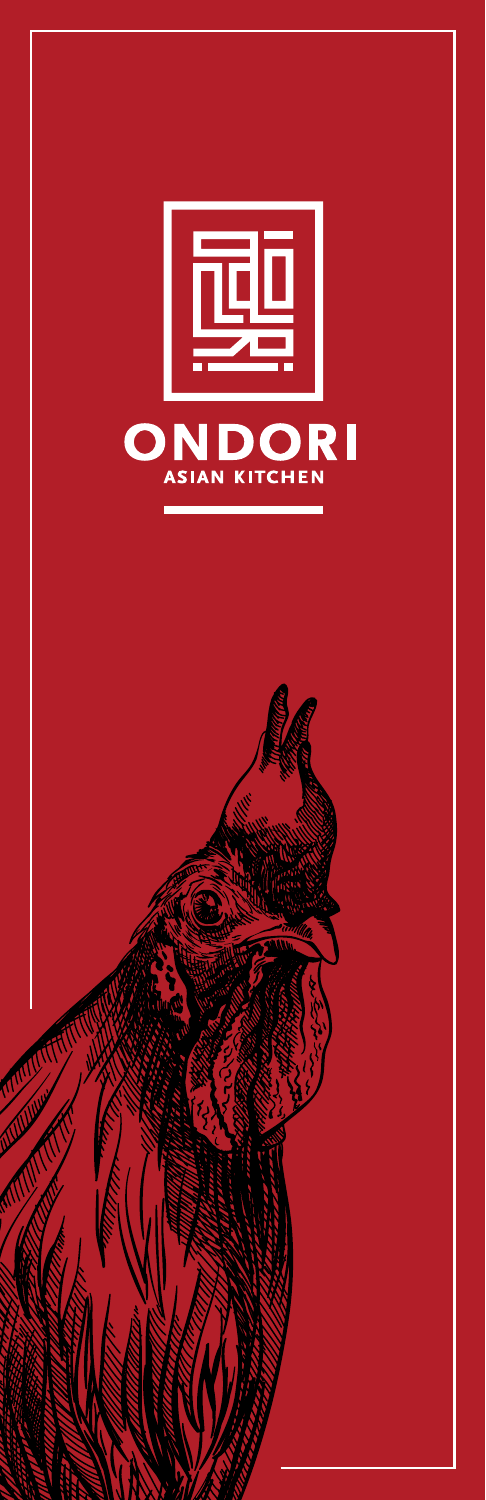# ONDORI

ASIAN KITCHEN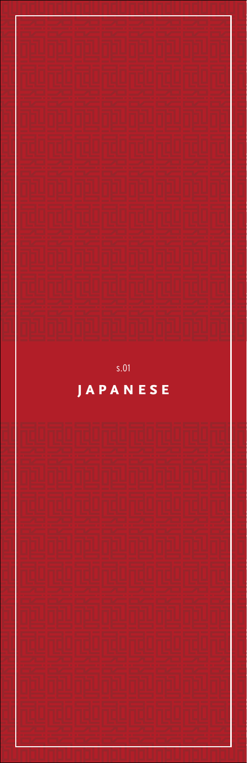s.01

# JAPANESE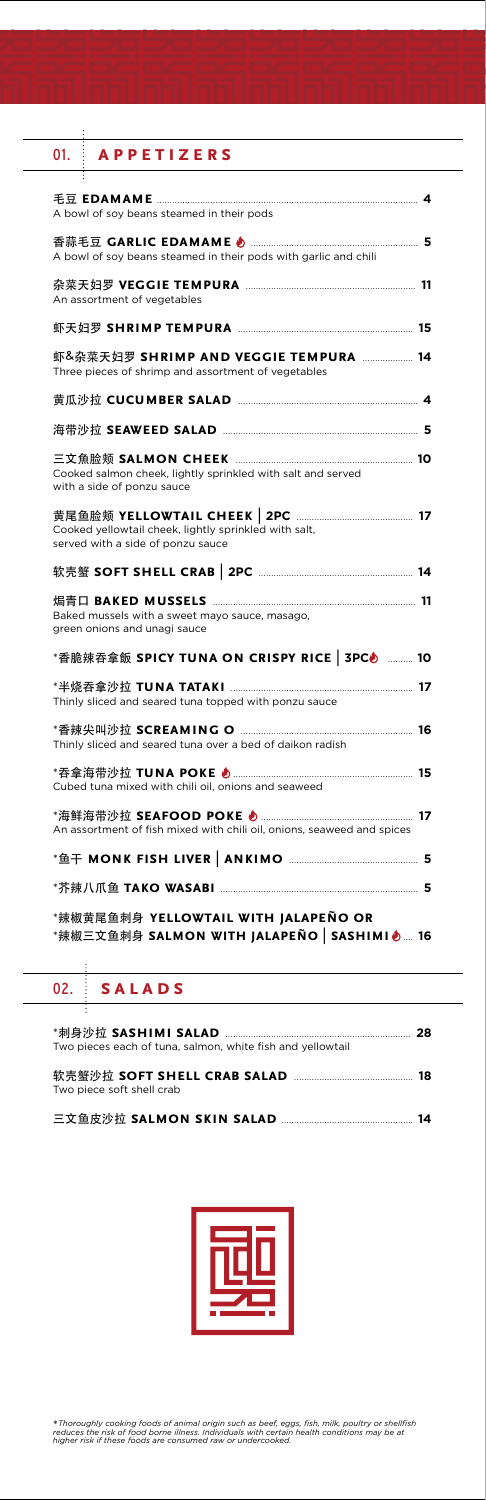## 01. APPETIZERS

**毛豆 EDAMAME** .......... **4**
A bowl of soy beans steamed in their pods

**香蒜毛豆 GARLIC EDAMAME** 🔥 .......... **5**
A bowl of soy beans steamed in their pods with garlic and chili

**杂菜天妇罗 VEGGIE TEMPURA** .......... **11**
An assortment of vegetables

**虾天妇罗 SHRIMP TEMPURA** .......... **15**

**虾&杂菜天妇罗 SHRIMP AND VEGGIE TEMPURA** .......... **14**
Three pieces of shrimp and assortment of vegetables

**黄瓜沙拉 CUCUMBER SALAD** .......... **4**

**海带沙拉 SEAWEED SALAD** .......... **5**

**三文魚脸颊 SALMON CHEEK** .......... **10**
Cooked salmon cheek, lightly sprinkled with salt and served with a side of ponzu sauce

**黄尾鱼脸颊 YELLOWTAIL CHEEK | 2PC** .......... **17**
Cooked yellowtail cheek, lightly sprinkled with salt, served with a side of ponzu sauce

**软壳蟹 SOFT SHELL CRAB | 2PC** .......... **14**

**焗青口 BAKED MUSSELS** .......... **11**
Baked mussels with a sweet mayo sauce, masago, green onions and unagi sauce

**\*香脆辣吞拿飯 SPICY TUNA ON CRISPY RICE | 3PC** 🔥 .......... **10**

**\*半烧吞拿沙拉 TUNA TATAKI** .......... **17**
Thinly sliced and seared tuna topped with ponzu sauce

**\*香辣尖叫沙拉 SCREAMING O** .......... **16**
Thinly sliced and seared tuna over a bed of daikon radish

**\*吞拿海带沙拉 TUNA POKE** 🔥 .......... **15**
Cubed tuna mixed with chili oil, onions and seaweed

**\*海鲜海带沙拉 SEAFOOD POKE** 🔥 .......... **17**
An assortment of fish mixed with chili oil, onions, seaweed and spices

**\*鱼干 MONK FISH LIVER | ANKIMO** .......... **5**

**\*芥辣八爪鱼 TAKO WASABI** .......... **5**

**\*辣椒黄尾鱼刺身 YELLOWTAIL WITH JALAPEÑO OR**
**\*辣椒三文鱼刺身 SALMON WITH JALAPEÑO | SASHIMI** 🔥 .......... **16**

## 02. SALADS

**\*刺身沙拉 SASHIMI SALAD** .......... **28**
Two pieces each of tuna, salmon, white fish and yellowtail

**软壳蟹沙拉 SOFT SHELL CRAB SALAD** .......... **18**
Two piece soft shell crab

**三文鱼皮沙拉 SALMON SKIN SALAD** .......... **14**

*\*Thoroughly cooking foods of animal origin such as beef, eggs, fish, milk, poultry or shellfish reduces the risk of food borne illness. Individuals with certain health conditions may be at higher risk if these foods are consumed raw or undercooked.*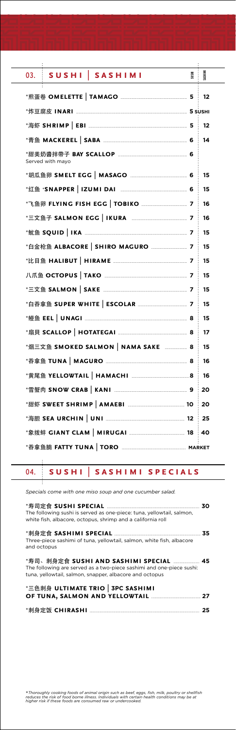## 03. SUSHI | SASHIMI

| Item | SUSHI | SASHIMI |
|---|---|---|
| *煎蛋卷 **OMELETTE \| TAMAGO** | 5 | 12 |
| *炸豆腐皮 **INARI** | 5 SUSHI | |
| *海虾 **SHRIMP \| EBI** | 5 | 12 |
| *青鱼 **MACKEREL \| SABA** | 6 | 14 |
| *甜美奶酱拌带子 **BAY SCALLOP**<br>Served with mayo | 6 | |
| *胡瓜鱼卵 **SMELT EGG \| MASAGO** | 6 | 15 |
| *红鱼 ***SNAPPER \| IZUMI DAI** | 6 | 15 |
| *飞鱼卵 **FLYING FISH EGG \| TOBIKO** | 7 | 16 |
| *三文鱼子 **SALMON EGG \| IKURA** | 7 | 16 |
| *鱿鱼 **SQUID \| IKA** | 7 | 15 |
| *白金枪鱼 **ALBACORE \| SHIRO MAGURO** | 7 | 15 |
| *比目鱼 **HALIBUT \| HIRAME** | 7 | 15 |
| 八爪鱼 **OCTOPUS \| TAKO** | 7 | 15 |
| *三文鱼 **SALMON \| SAKE** | 7 | 15 |
| *白吞拿鱼 **SUPER WHITE \| ESCOLAR** | 7 | 15 |
| *鳗鱼 **EEL \| UNAGI** | 8 | 15 |
| *扇貝 **SCALLOP \| HOTATEGAI** | 8 | 17 |
| *烟三文鱼 **SMOKED SALMON \| NAMA SAKE** | 8 | 15 |
| *吞拿鱼 **TUNA \| MAGURO** | 8 | 16 |
| *黄尾鱼 **YELLOWTAIL \| HAMACHI** | 8 | 16 |
| *雪蟹肉 **SNOW CRAB \| KANI** | 9 | 20 |
| *甜虾 **SWEET SHRIMP \| AMAEBI** | 10 | 20 |
| *海胆 **SEA URCHIN \| UNI** | 12 | 25 |
| *象拔蚌 **GIANT CLAM \| MIRUGAI** | 18 | 40 |
| *吞拿鱼腩 **FATTY TUNA \| TORO** | MARKET | |

## 04. SUSHI | SASHIMI SPECIALS

*Specials come with one miso soup and one cucumber salad.*

*寿司定食 **SUSHI SPECIAL** — 30
The following sushi is served as one-piece: tuna, yellowtail, salmon, white fish, albacore, octopus, shrimp and a california roll

*刺身定食 **SASHIMI SPECIAL** — 35
Three-piece sashimi of tuna, yellowtail, salmon, white fish, albacore and octopus

*寿司、刺身定食 **SUSHI AND SASHIMI SPECIAL** — 45
The following are served as a two-piece sashimi and one-piece sushi: tuna, yellowtail, salmon, snapper, albacore and octopus

*三色刺身 **ULTIMATE TRIO | 3PC SASHIMI OF TUNA, SALMON AND YELLOWTAIL** — 27

*刺身定饭 **CHIRASHI** — 25

*\*Thoroughly cooking foods of animal origin such as beef, eggs, fish, milk, poultry or shellfish reduces the risk of food borne illness. Individuals with certain health conditions may be at higher risk if these foods are consumed raw or undercooked.*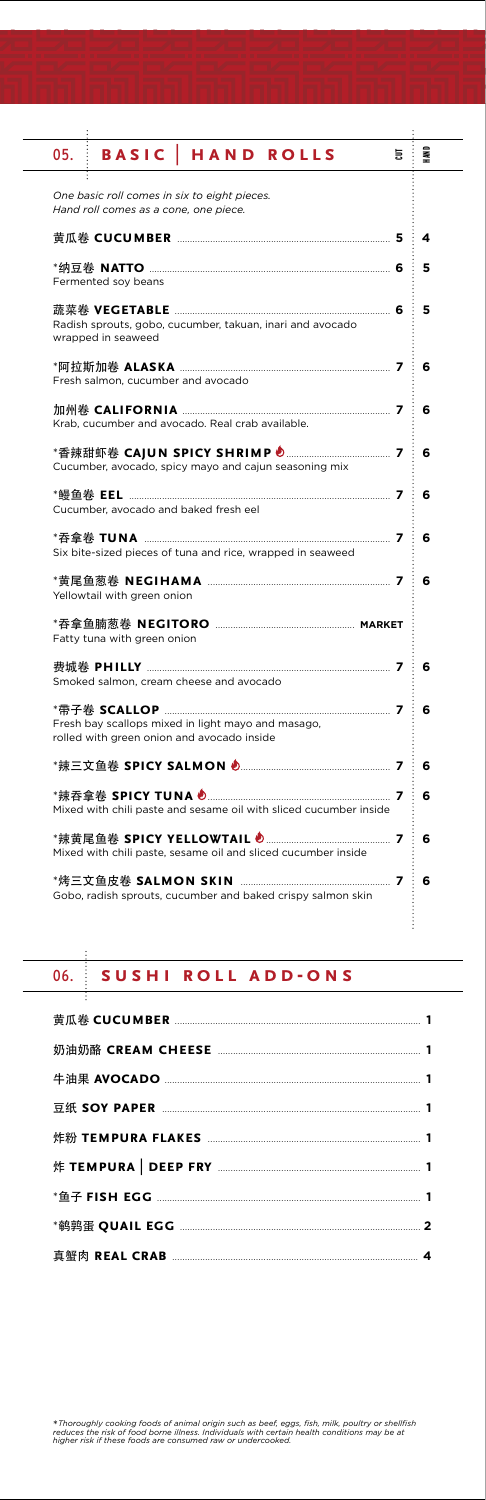## 05. BASIC | HAND ROLLS

*One basic roll comes in six to eight pieces.*
*Hand roll comes as a cone, one piece.*

| Item | CUT | HAND |
|---|---|---|
| 黄瓜卷 **CUCUMBER** | 5 | 4 |
| *纳豆卷 **NATTO**<br>Fermented soy beans | 6 | 5 |
| 蔬菜卷 **VEGETABLE**<br>Radish sprouts, gobo, cucumber, takuan, inari and avocado wrapped in seaweed | 6 | 5 |
| *阿拉斯加卷 **ALASKA**<br>Fresh salmon, cucumber and avocado | 7 | 6 |
| 加州卷 **CALIFORNIA**<br>Krab, cucumber and avocado. Real crab available. | 7 | 6 |
| *香辣甜虾卷 **CAJUN SPICY SHRIMP** 🌶<br>Cucumber, avocado, spicy mayo and cajun seasoning mix | 7 | 6 |
| *鳗鱼卷 **EEL**<br>Cucumber, avocado and baked fresh eel | 7 | 6 |
| *吞拿卷 **TUNA**<br>Six bite-sized pieces of tuna and rice, wrapped in seaweed | 7 | 6 |
| *黄尾鱼葱卷 **NEGIHAMA**<br>Yellowtail with green onion | 7 | 6 |
| *吞拿鱼腩葱卷 **NEGITORO**<br>Fatty tuna with green onion | MARKET | |
| 费城卷 **PHILLY**<br>Smoked salmon, cream cheese and avocado | 7 | 6 |
| *带子卷 **SCALLOP**<br>Fresh bay scallops mixed in light mayo and masago, rolled with green onion and avocado inside | 7 | 6 |
| *辣三文鱼卷 **SPICY SALMON** 🌶 | 7 | 6 |
| *辣吞拿卷 **SPICY TUNA** 🌶<br>Mixed with chili paste and sesame oil with sliced cucumber inside | 7 | 6 |
| *辣黄尾鱼卷 **SPICY YELLOWTAIL** 🌶<br>Mixed with chili paste, sesame oil and sliced cucumber inside | 7 | 6 |
| *烤三文鱼皮卷 **SALMON SKIN**<br>Gobo, radish sprouts, cucumber and baked crispy salmon skin | 7 | 6 |

## 06. SUSHI ROLL ADD-ONS

| Item | Price |
|---|---|
| 黄瓜卷 **CUCUMBER** | 1 |
| 奶油奶酪 **CREAM CHEESE** | 1 |
| 牛油果 **AVOCADO** | 1 |
| 豆纸 **SOY PAPER** | 1 |
| 炸粉 **TEMPURA FLAKES** | 1 |
| 炸 **TEMPURA \| DEEP FRY** | 1 |
| *鱼子 **FISH EGG** | 1 |
| *鹌鹑蛋 **QUAIL EGG** | 2 |
| 真蟹肉 **REAL CRAB** | 4 |

**Thoroughly cooking foods of animal origin such as beef, eggs, fish, milk, poultry or shellfish reduces the risk of food borne illness. Individuals with certain health conditions may be at higher risk if these foods are consumed raw or undercooked.*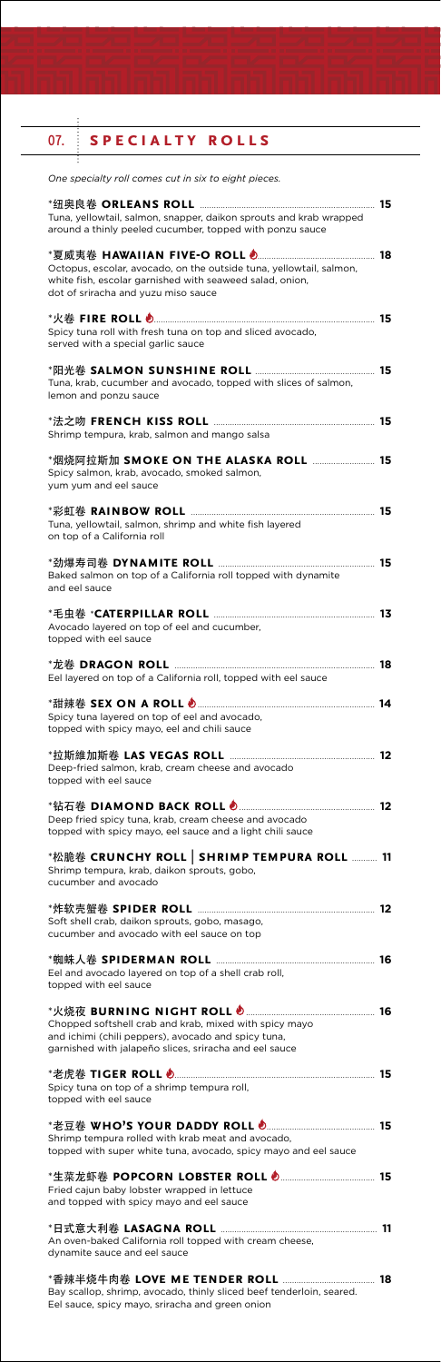## 07. SPECIALTY ROLLS

*One specialty roll comes cut in six to eight pieces.*

**\*纽奥良卷 ORLEANS ROLL** ..... **15**
Tuna, yellowtail, salmon, snapper, daikon sprouts and krab wrapped around a thinly peeled cucumber, topped with ponzu sauce

**\*夏威夷卷 HAWAIIAN FIVE-O ROLL** 🌶 ..... **18**
Octopus, escolar, avocado, on the outside tuna, yellowtail, salmon, white fish, escolar garnished with seaweed salad, onion, dot of sriracha and yuzu miso sauce

**\*火卷 FIRE ROLL** 🌶 ..... **15**
Spicy tuna roll with fresh tuna on top and sliced avocado, served with a special garlic sauce

**\*阳光卷 SALMON SUNSHINE ROLL** ..... **15**
Tuna, krab, cucumber and avocado, topped with slices of salmon, lemon and ponzu sauce

**\*法之吻 FRENCH KISS ROLL** ..... **15**
Shrimp tempura, krab, salmon and mango salsa

**\*烟烧阿拉斯加 SMOKE ON THE ALASKA ROLL** ..... **15**
Spicy salmon, krab, avocado, smoked salmon, yum yum and eel sauce

**\*彩虹卷 RAINBOW ROLL** ..... **15**
Tuna, yellowtail, salmon, shrimp and white fish layered on top of a California roll

**\*劲爆寿司卷 DYNAMITE ROLL** ..... **15**
Baked salmon on top of a California roll topped with dynamite and eel sauce

**\*毛虫卷 \*CATERPILLAR ROLL** ..... **13**
Avocado layered on top of eel and cucumber, topped with eel sauce

**\*龙卷 DRAGON ROLL** ..... **18**
Eel layered on top of a California roll, topped with eel sauce

**\*甜辣卷 SEX ON A ROLL** 🌶 ..... **14**
Spicy tuna layered on top of eel and avocado, topped with spicy mayo, eel and chili sauce

**\*拉斯维加斯卷 LAS VEGAS ROLL** ..... **12**
Deep-fried salmon, krab, cream cheese and avocado topped with eel sauce

**\*钻石卷 DIAMOND BACK ROLL** 🌶 ..... **12**
Deep fried spicy tuna, krab, cream cheese and avocado topped with spicy mayo, eel sauce and a light chili sauce

**\*松脆卷 CRUNCHY ROLL | SHRIMP TEMPURA ROLL** ..... **11**
Shrimp tempura, krab, daikon sprouts, gobo, cucumber and avocado

**\*炸软壳蟹卷 SPIDER ROLL** ..... **12**
Soft shell crab, daikon sprouts, gobo, masago, cucumber and avocado with eel sauce on top

**\*蜘蛛人卷 SPIDERMAN ROLL** ..... **16**
Eel and avocado layered on top of a shell crab roll, topped with eel sauce

**\*火烧夜 BURNING NIGHT ROLL** 🌶 ..... **16**
Chopped softshell crab and krab, mixed with spicy mayo and ichimi (chili peppers), avocado and spicy tuna, garnished with jalapeño slices, sriracha and eel sauce

**\*老虎卷 TIGER ROLL** 🌶 ..... **15**
Spicy tuna on top of a shrimp tempura roll, topped with eel sauce

**\*老豆卷 WHO'S YOUR DADDY ROLL** 🌶 ..... **15**
Shrimp tempura rolled with krab meat and avocado, topped with super white tuna, avocado, spicy mayo and eel sauce

**\*生菜龙虾卷 POPCORN LOBSTER ROLL** 🌶 ..... **15**
Fried cajun baby lobster wrapped in lettuce and topped with spicy mayo and eel sauce

**\*日式意大利卷 LASAGNA ROLL** ..... **11**
An oven-baked California roll topped with cream cheese, dynamite sauce and eel sauce

**\*香辣半烧牛肉卷 LOVE ME TENDER ROLL** ..... **18**
Bay scallop, shrimp, avocado, thinly sliced beef tenderloin, seared. Eel sauce, spicy mayo, sriracha and green onion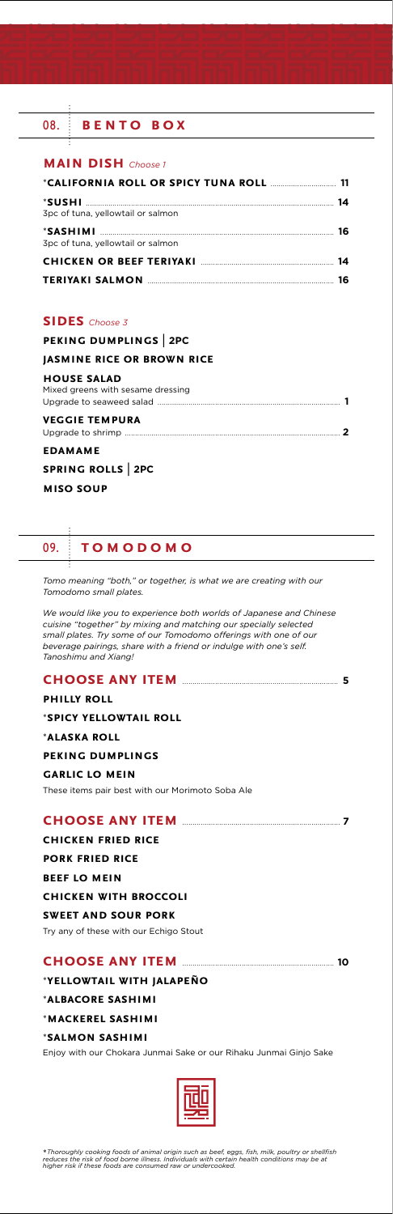## 08. BENTO BOX

### MAIN DISH *Choose 1*

*CALIFORNIA ROLL OR SPICY TUNA ROLL ........ 11

*SUSHI ........ 14
3pc of tuna, yellowtail or salmon

*SASHIMI ........ 16
3pc of tuna, yellowtail or salmon

CHICKEN OR BEEF TERIYAKI ........ 14

TERIYAKI SALMON ........ 16

### SIDES *Choose 3*

PEKING DUMPLINGS | 2PC

JASMINE RICE OR BROWN RICE

HOUSE SALAD
Mixed greens with sesame dressing
Upgrade to seaweed salad ........ 1

VEGGIE TEMPURA
Upgrade to shrimp ........ 2

EDAMAME

SPRING ROLLS | 2PC

MISO SOUP

## 09. TOMODOMO

*Tomo meaning "both," or together, is what we are creating with our Tomodomo small plates.*

*We would like you to experience both worlds of Japanese and Chinese cuisine "together" by mixing and matching our specially selected small plates. Try some of our Tomodomo offerings with one of our beverage pairings, share with a friend or indulge with one's self. Tanoshimu and Xiang!*

### CHOOSE ANY ITEM ........ 5

PHILLY ROLL

*SPICY YELLOWTAIL ROLL

*ALASKA ROLL

PEKING DUMPLINGS

GARLIC LO MEIN

These items pair best with our Morimoto Soba Ale

### CHOOSE ANY ITEM ........ 7

CHICKEN FRIED RICE

PORK FRIED RICE

BEEF LO MEIN

CHICKEN WITH BROCCOLI

SWEET AND SOUR PORK

Try any of these with our Echigo Stout

### CHOOSE ANY ITEM ........ 10

*YELLOWTAIL WITH JALAPEÑO

*ALBACORE SASHIMI

*MACKEREL SASHIMI

*SALMON SASHIMI

Enjoy with our Chokara Junmai Sake or our Rihaku Junmai Ginjo Sake

*\*Thoroughly cooking foods of animal origin such as beef, eggs, fish, milk, poultry or shellfish reduces the risk of food borne illness. Individuals with certain health conditions may be at higher risk if these foods are consumed raw or undercooked.*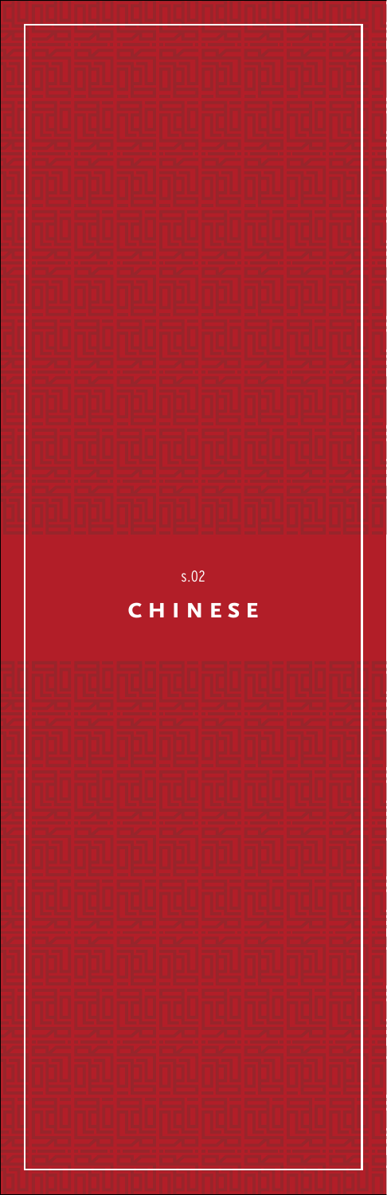s.02

# CHINESE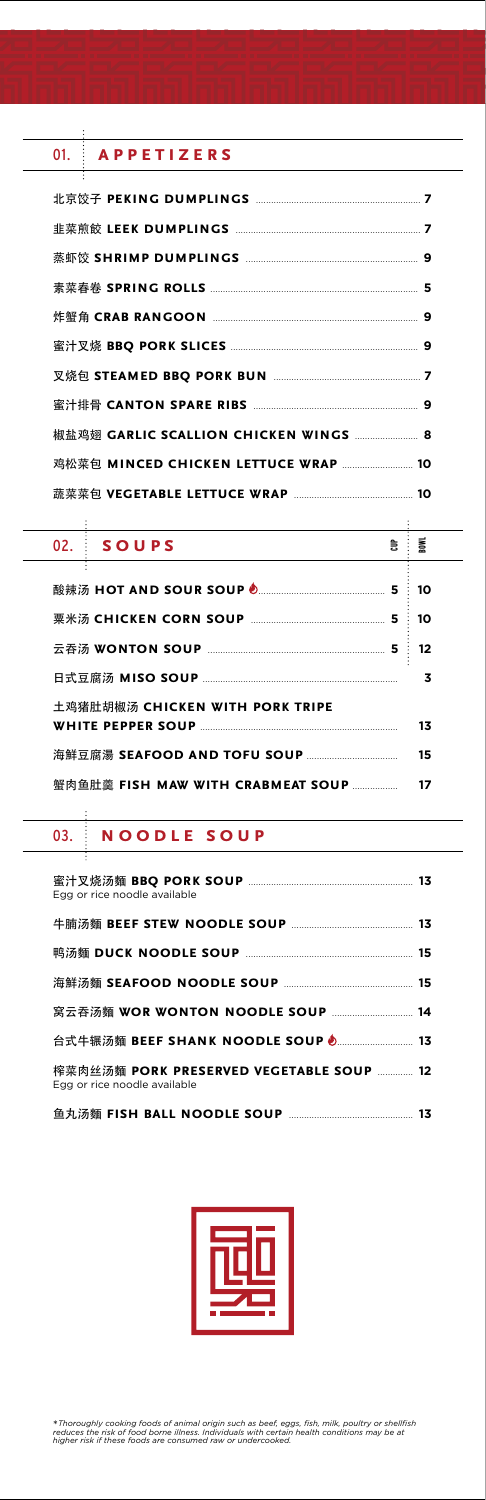## 01. APPETIZERS

| Item | Price |
|---|---|
| 北京饺子 **PEKING DUMPLINGS** | 7 |
| 韭菜煎餃 **LEEK DUMPLINGS** | 7 |
| 蒸虾饺 **SHRIMP DUMPLINGS** | 9 |
| 素菜春卷 **SPRING ROLLS** | 5 |
| 炸蟹角 **CRAB RANGOON** | 9 |
| 蜜汁叉烧 **BBQ PORK SLICES** | 9 |
| 叉烧包 **STEAMED BBQ PORK BUN** | 7 |
| 蜜汁排骨 **CANTON SPARE RIBS** | 9 |
| 椒盐鸡翅 **GARLIC SCALLION CHICKEN WINGS** | 8 |
| 鸡松菜包 **MINCED CHICKEN LETTUCE WRAP** | 10 |
| 蔬菜菜包 **VEGETABLE LETTUCE WRAP** | 10 |

## 02. SOUPS

| Item | CUP | BOWL |
|---|---|---|
| 酸辣汤 **HOT AND SOUR SOUP** 🌶 | 5 | 10 |
| 粟米汤 **CHICKEN CORN SOUP** | 5 | 10 |
| 云吞汤 **WONTON SOUP** | 5 | 12 |
| 日式豆腐汤 **MISO SOUP** | | 3 |
| 土鸡猪肚胡椒汤 **CHICKEN WITH PORK TRIPE WHITE PEPPER SOUP** | | 13 |
| 海鮮豆腐湯 **SEAFOOD AND TOFU SOUP** | | 15 |
| 蟹肉鱼肚羹 **FISH MAW WITH CRABMEAT SOUP** | | 17 |

## 03. NOODLE SOUP

| Item | Price |
|---|---|
| 蜜汁叉烧汤麵 **BBQ PORK SOUP**<br>Egg or rice noodle available | 13 |
| 牛腩汤麵 **BEEF STEW NOODLE SOUP** | 13 |
| 鸭汤麵 **DUCK NOODLE SOUP** | 15 |
| 海鲜汤麵 **SEAFOOD NOODLE SOUP** | 15 |
| 窝云吞汤麵 **WOR WONTON NOODLE SOUP** | 14 |
| 台式牛腱汤麵 **BEEF SHANK NOODLE SOUP** 🌶 | 13 |
| 榨菜肉丝汤麵 **PORK PRESERVED VEGETABLE SOUP**<br>Egg or rice noodle available | 12 |
| 鱼丸汤麵 **FISH BALL NOODLE SOUP** | 13 |

*\*Thoroughly cooking foods of animal origin such as beef, eggs, fish, milk, poultry or shellfish reduces the risk of food borne illness. Individuals with certain health conditions may be at higher risk if these foods are consumed raw or undercooked.*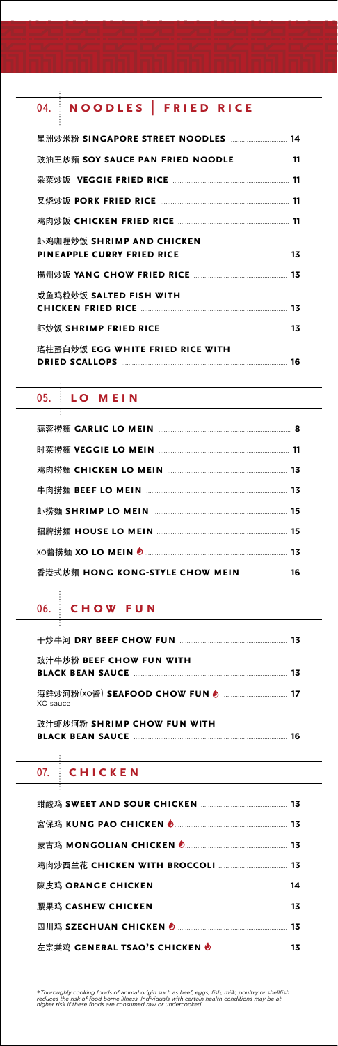## 04. NOODLES | FRIED RICE

- 星洲炒米粉 **SINGAPORE STREET NOODLES** 14
- 豉油王炒麵 **SOY SAUCE PAN FRIED NOODLE** 11
- 杂菜炒饭 **VEGGIE FRIED RICE** 11
- 叉烧炒饭 **PORK FRIED RICE** 11
- 鸡肉炒饭 **CHICKEN FRIED RICE** 11
- 虾鸡咖喱炒饭 **SHRIMP AND CHICKEN PINEAPPLE CURRY FRIED RICE** 13
- 揚州炒饭 **YANG CHOW FRIED RICE** 13
- 咸鱼鸡粒炒饭 **SALTED FISH WITH CHICKEN FRIED RICE** 13
- 虾炒饭 **SHRIMP FRIED RICE** 13
- 瑤柱蛋白炒饭 **EGG WHITE FRIED RICE WITH DRIED SCALLOPS** 16

## 05. LO MEIN

- 蒜蓉捞麵 **GARLIC LO MEIN** 8
- 时菜捞麵 **VEGGIE LO MEIN** 11
- 鸡肉捞麵 **CHICKEN LO MEIN** 13
- 牛肉捞麵 **BEEF LO MEIN** 13
- 虾捞麵 **SHRIMP LO MEIN** 15
- 招牌捞麵 **HOUSE LO MEIN** 15
- XO醬捞麵 **XO LO MEIN** 🌶 13
- 香港式炒麵 **HONG KONG-STYLE CHOW MEIN** 16

## 06. CHOW FUN

- 干炒牛河 **DRY BEEF CHOW FUN** 13
- 豉汁牛炒粉 **BEEF CHOW FUN WITH BLACK BEAN SAUCE** 13
- 海鲜炒河粉(XO醬) **SEAFOOD CHOW FUN** 🌶 17  
  XO sauce
- 豉汁虾炒河粉 **SHRIMP CHOW FUN WITH BLACK BEAN SAUCE** 16

## 07. CHICKEN

- 甜酸鸡 **SWEET AND SOUR CHICKEN** 13
- 宫保鸡 **KUNG PAO CHICKEN** 🌶 13
- 蒙古鸡 **MONGOLIAN CHICKEN** 🌶 13
- 鸡肉炒西兰花 **CHICKEN WITH BROCCOLI** 13
- 陳皮鸡 **ORANGE CHICKEN** 14
- 腰果鸡 **CASHEW CHICKEN** 13
- 四川鸡 **SZECHUAN CHICKEN** 🌶 13
- 左宗棠鸡 **GENERAL TSAO'S CHICKEN** 🌶 13

*\*Thoroughly cooking foods of animal origin such as beef, eggs, fish, milk, poultry or shellfish reduces the risk of food borne illness. Individuals with certain health conditions may be at higher risk if these foods are consumed raw or undercooked.*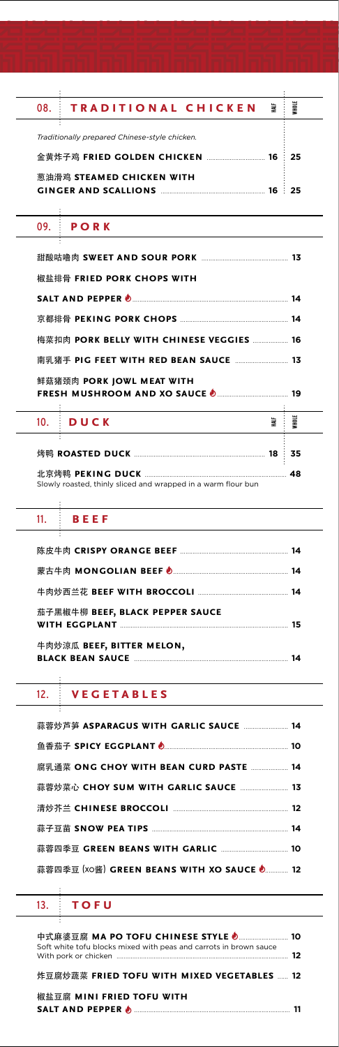## 08. TRADITIONAL CHICKEN

*Traditionally prepared Chinese-style chicken.*

| | HALF | WHOLE |
|---|---|---|
| 金黄炸子鸡 **FRIED GOLDEN CHICKEN** | 16 | 25 |
| 葱油滑鸡 **STEAMED CHICKEN WITH GINGER AND SCALLIONS** | 16 | 25 |

## 09. PORK

| | |
|---|---|
| 甜酸咕噜肉 **SWEET AND SOUR PORK** | 13 |
| 椒盐排骨 **FRIED PORK CHOPS WITH SALT AND PEPPER** 🌶 | 14 |
| 京都排骨 **PEKING PORK CHOPS** | 14 |
| 梅菜扣肉 **PORK BELLY WITH CHINESE VEGGIES** | 16 |
| 南乳猪手 **PIG FEET WITH RED BEAN SAUCE** | 13 |
| 鲜菇猪颈肉 **PORK JOWL MEAT WITH FRESH MUSHROOM AND XO SAUCE** 🌶 | 19 |

## 10. DUCK

| | HALF | WHOLE |
|---|---|---|
| 烤鸭 **ROASTED DUCK** | 18 | 35 |
| 北京烤鸭 **PEKING DUCK**<br>Slowly roasted, thinly sliced and wrapped in a warm flour bun | | 48 |

## 11. BEEF

| | |
|---|---|
| 陈皮牛肉 **CRISPY ORANGE BEEF** | 14 |
| 蒙古牛肉 **MONGOLIAN BEEF** 🌶 | 14 |
| 牛肉炒西兰花 **BEEF WITH BROCCOLI** | 14 |
| 茄子黑椒牛柳 **BEEF, BLACK PEPPER SAUCE WITH EGGPLANT** | 15 |
| 牛肉炒凉瓜 **BEEF, BITTER MELON, BLACK BEAN SAUCE** | 14 |

## 12. VEGETABLES

| | |
|---|---|
| 蒜蓉炒芦笋 **ASPARAGUS WITH GARLIC SAUCE** | 14 |
| 鱼香茄子 **SPICY EGGPLANT** 🌶 | 10 |
| 腐乳通菜 **ONG CHOY WITH BEAN CURD PASTE** | 14 |
| 蒜蓉炒菜心 **CHOY SUM WITH GARLIC SAUCE** | 13 |
| 清炒芥兰 **CHINESE BROCCOLI** | 12 |
| 蒜子豆苗 **SNOW PEA TIPS** | 14 |
| 蒜蓉四季豆 **GREEN BEANS WITH GARLIC** | 10 |
| 蒜蓉四季豆 (XO酱) **GREEN BEANS WITH XO SAUCE** 🌶 | 12 |

## 13. TOFU

| | |
|---|---|
| 中式麻婆豆腐 **MA PO TOFU CHINESE STYLE** 🌶<br>Soft white tofu blocks mixed with peas and carrots in brown sauce | 10 |
| With pork or chicken | 12 |
| 炸豆腐炒蔬菜 **FRIED TOFU WITH MIXED VEGETABLES** | 12 |
| 椒盐豆腐 **MINI FRIED TOFU WITH SALT AND PEPPER** 🌶 | 11 |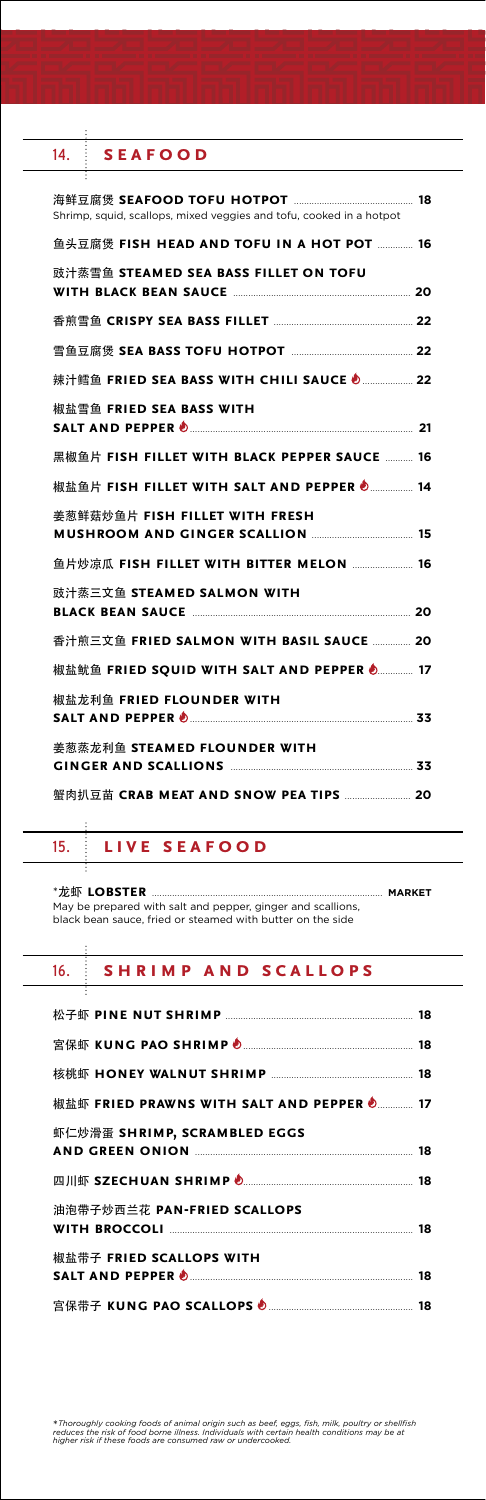## 14. SEAFOOD

海鲜豆腐煲 **SEAFOOD TOFU HOTPOT** ........ 18
Shrimp, squid, scallops, mixed veggies and tofu, cooked in a hotpot

鱼头豆腐煲 **FISH HEAD AND TOFU IN A HOT POT** ........ 16

豉汁蒸雪鱼 **STEAMED SEA BASS FILLET ON TOFU WITH BLACK BEAN SAUCE** ........ 20

香煎雪鱼 **CRISPY SEA BASS FILLET** ........ 22

雪鱼豆腐煲 **SEA BASS TOFU HOTPOT** ........ 22

辣汁鳕鱼 **FRIED SEA BASS WITH CHILI SAUCE** 🌶 ........ 22

椒盐雪鱼 **FRIED SEA BASS WITH SALT AND PEPPER** 🌶 ........ 21

黑椒鱼片 **FISH FILLET WITH BLACK PEPPER SAUCE** ........ 16

椒盐鱼片 **FISH FILLET WITH SALT AND PEPPER** 🌶 ........ 14

姜葱鲜菇炒鱼片 **FISH FILLET WITH FRESH MUSHROOM AND GINGER SCALLION** ........ 15

鱼片炒凉瓜 **FISH FILLET WITH BITTER MELON** ........ 16

豉汁蒸三文鱼 **STEAMED SALMON WITH BLACK BEAN SAUCE** ........ 20

香汁煎三文鱼 **FRIED SALMON WITH BASIL SAUCE** ........ 20

椒盐鱿鱼 **FRIED SQUID WITH SALT AND PEPPER** 🌶 ........ 17

椒盐龙利鱼 **FRIED FLOUNDER WITH SALT AND PEPPER** 🌶 ........ 33

姜葱蒸龙利鱼 **STEAMED FLOUNDER WITH GINGER AND SCALLIONS** ........ 33

蟹肉扒豆苗 **CRAB MEAT AND SNOW PEA TIPS** ........ 20

## 15. LIVE SEAFOOD

*龙虾 **LOBSTER** ........ **MARKET**
May be prepared with salt and pepper, ginger and scallions, black bean sauce, fried or steamed with butter on the side

## 16. SHRIMP AND SCALLOPS

松子虾 **PINE NUT SHRIMP** ........ 18

宫保虾 **KUNG PAO SHRIMP** 🌶 ........ 18

核桃虾 **HONEY WALNUT SHRIMP** ........ 18

椒盐虾 **FRIED PRAWNS WITH SALT AND PEPPER** 🌶 ........ 17

虾仁炒滑蛋 **SHRIMP, SCRAMBLED EGGS AND GREEN ONION** ........ 18

四川虾 **SZECHUAN SHRIMP** 🌶 ........ 18

油泡带子炒西兰花 **PAN-FRIED SCALLOPS WITH BROCCOLI** ........ 18

椒盐带子 **FRIED SCALLOPS WITH SALT AND PEPPER** 🌶 ........ 18

宫保带子 **KUNG PAO SCALLOPS** 🌶 ........ 18

*\*Thoroughly cooking foods of animal origin such as beef, eggs, fish, milk, poultry or shellfish reduces the risk of food borne illness. Individuals with certain health conditions may be at higher risk if these foods are consumed raw or undercooked.*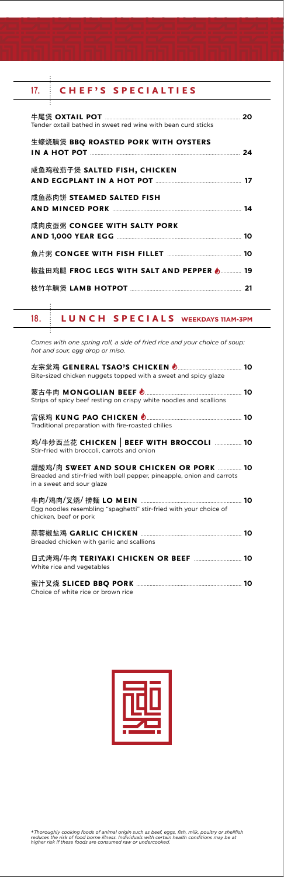## 17. CHEF'S SPECIALTIES

**牛尾煲 OXTAIL POT** ..... 20
Tender oxtail bathed in sweet red wine with bean curd sticks

**生蠔烧腩煲 BBQ ROASTED PORK WITH OYSTERS IN A HOT POT** ..... 24

**咸鱼鸡粒茄子煲 SALTED FISH, CHICKEN AND EGGPLANT IN A HOT POT** ..... 17

**咸鱼蒸肉饼 STEAMED SALTED FISH AND MINCED PORK** ..... 14

**咸肉皮蛋粥 CONGEE WITH SALTY PORK AND 1,000 YEAR EGG** ..... 10

**魚片粥 CONGEE WITH FISH FILLET** ..... 10

**椒盐田鸡腿 FROG LEGS WITH SALT AND PEPPER** ..... 19

**枝竹羊腩煲 LAMB HOTPOT** ..... 21

## 18. LUNCH SPECIALS WEEKDAYS 11AM-3PM

*Comes with one spring roll, a side of fried rice and your choice of soup: hot and sour, egg drop or miso.*

**左宗棠鸡 GENERAL TSAO'S CHICKEN** ..... 10
Bite-sized chicken nuggets topped with a sweet and spicy glaze

**蒙古牛肉 MONGOLIAN BEEF** ..... 10
Strips of spicy beef resting on crispy white noodles and scallions

**宫保鸡 KUNG PAO CHICKEN** ..... 10
Traditional preparation with fire-roasted chilies

**鸡/牛炒西兰花 CHICKEN | BEEF WITH BROCCOLI** ..... 10
Stir-fried with broccoli, carrots and onion

**甜酸鸡/肉 SWEET AND SOUR CHICKEN OR PORK** ..... 10
Breaded and stir-fried with bell pepper, pineapple, onion and carrots in a sweet and sour glaze

**牛肉/鸡肉/叉烧/ 捞麵 LO MEIN** ..... 10
Egg noodles resembling "spaghetti" stir-fried with your choice of chicken, beef or pork

**蒜蓉椒盐鸡 GARLIC CHICKEN** ..... 10
Breaded chicken with garlic and scallions

**日式烤鸡/牛肉 TERIYAKI CHICKEN OR BEEF** ..... 10
White rice and vegetables

**蜜汁叉烧 SLICED BBQ PORK** ..... 10
Choice of white rice or brown rice

*\*Thoroughly cooking foods of animal origin such as beef, eggs, fish, milk, poultry or shellfish reduces the risk of food borne illness. Individuals with certain health conditions may be at higher risk if these foods are consumed raw or undercooked.*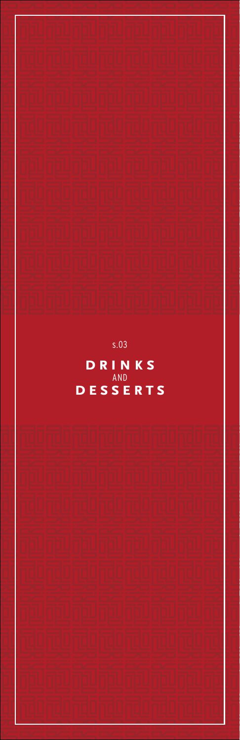s.03

# DRINKS
AND
# DESSERTS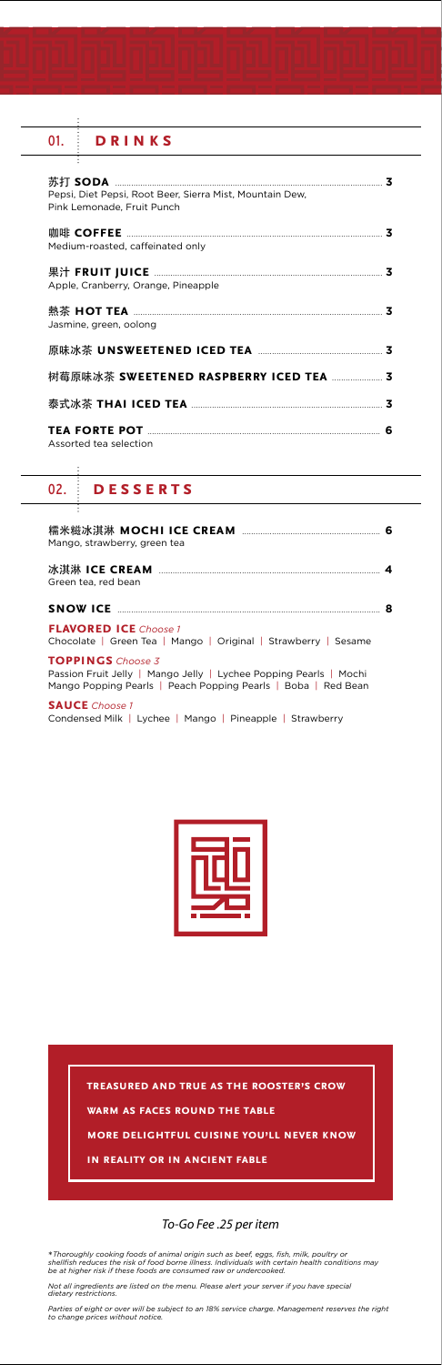## 01. DRINKS

**苏打 SODA** ..... **3**
Pepsi, Diet Pepsi, Root Beer, Sierra Mist, Mountain Dew, Pink Lemonade, Fruit Punch

**咖啡 COFFEE** ..... **3**
Medium-roasted, caffeinated only

**果汁 FRUIT JUICE** ..... **3**
Apple, Cranberry, Orange, Pineapple

**熱茶 HOT TEA** ..... **3**
Jasmine, green, oolong

**原味冰茶 UNSWEETENED ICED TEA** ..... **3**

**树莓原味冰茶 SWEETENED RASPBERRY ICED TEA** ..... **3**

**泰式冰茶 THAI ICED TEA** ..... **3**

**TEA FORTE POT** ..... **6**
Assorted tea selection

## 02. DESSERTS

**糯米糍冰淇淋 MOCHI ICE CREAM** ..... **6**
Mango, strawberry, green tea

**冰淇淋 ICE CREAM** ..... **4**
Green tea, red bean

**SNOW ICE** ..... **8**

**FLAVORED ICE** *Choose 1*
Chocolate | Green Tea | Mango | Original | Strawberry | Sesame

**TOPPINGS** *Choose 3*
Passion Fruit Jelly | Mango Jelly | Lychee Popping Pearls | Mochi
Mango Popping Pearls | Peach Popping Pearls | Boba | Red Bean

**SAUCE** *Choose 1*
Condensed Milk | Lychee | Mango | Pineapple | Strawberry

**TREASURED AND TRUE AS THE ROOSTER'S CROW**

**WARM AS FACES ROUND THE TABLE**

**MORE DELIGHTFUL CUISINE YOU'LL NEVER KNOW**

**IN REALITY OR IN ANCIENT FABLE**

*To-Go Fee .25 per item*

**Thoroughly cooking foods of animal origin such as beef, eggs, fish, milk, poultry or shellfish reduces the risk of food borne illness. Individuals with certain health conditions may be at higher risk if these foods are consumed raw or undercooked.*

*Not all ingredients are listed on the menu. Please alert your server if you have special dietary restrictions.*

*Parties of eight or over will be subject to an 18% service charge. Management reserves the right to change prices without notice.*